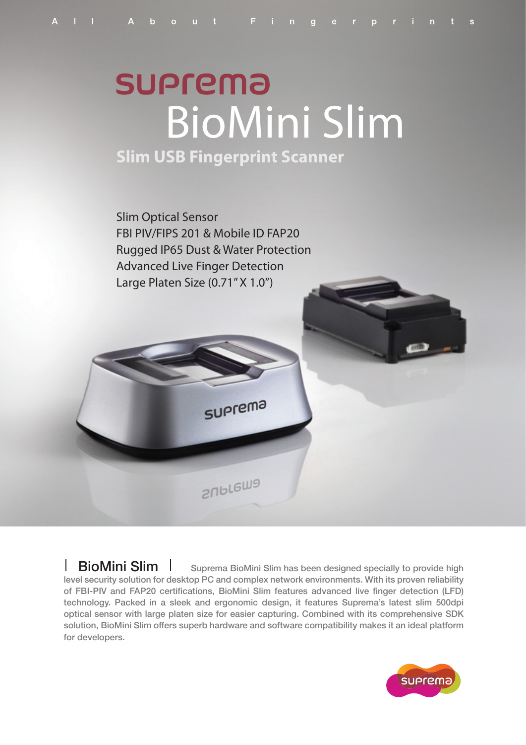All About Fingerprints

# suprema BioMini Slim

## Slim USB Fingerprint Scanner

Slim Optical Sensor
FBI PIV/FIPS 201 & Mobile ID FAP20
Rugged IP65 Dust & Water Protection
Advanced Live Finger Detection
Large Platen Size (0.71" X 1.0")

**| BioMini Slim |** Suprema BioMini Slim has been designed specially to provide high level security solution for desktop PC and complex network environments. With its proven reliability of FBI-PIV and FAP20 certifications, BioMini Slim features advanced live finger detection (LFD) technology. Packed in a sleek and ergonomic design, it features Suprema's latest slim 500dpi optical sensor with large platen size for easier capturing. Combined with its comprehensive SDK solution, BioMini Slim offers superb hardware and software compatibility makes it an ideal platform for developers.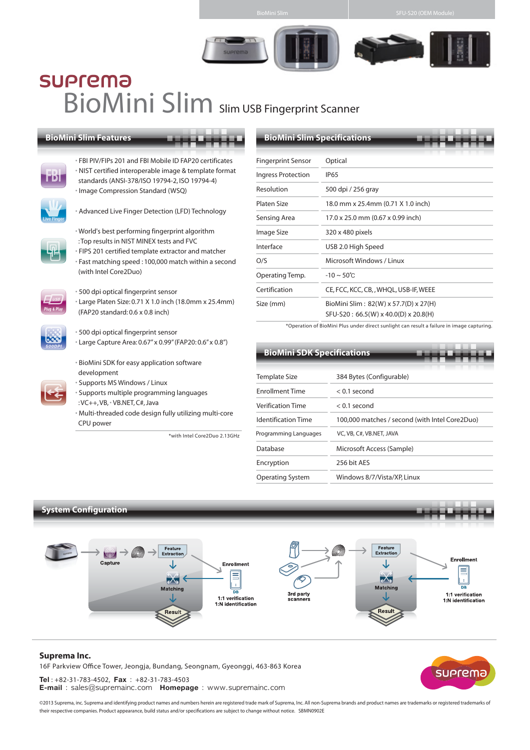BioMini Slim | SFU-S20 (OEM Module)

suprema

# BioMini Slim Slim USB Fingerprint Scanner

## BioMini Slim Features

- FBI PIV/FIPs 201 and FBI Mobile ID FAP20 certificates
- NIST certified interoperable image & template format standards (ANSI-378/ISO 19794-2, ISO 19794-4)
- Image Compression Standard (WSQ)

- Advanced Live Finger Detection (LFD) Technology

- World's best performing fingerprint algorithm
  :Top results in NIST MINEX tests and FVC
- FIPS 201 certified template extractor and matcher
- Fast matching speed : 100,000 match within a second (with Intel Core2Duo)

- 500 dpi optical fingerprint sensor
- Large Platen Size: 0.71 X 1.0 inch (18.0mm x 25.4mm) (FAP20 standard: 0.6 x 0.8 inch)

- 500 dpi optical fingerprint sensor
- Large Capture Area: 0.67" x 0.99" (FAP20: 0.6" x 0.8")

- BioMini SDK for easy application software development
- Supports MS Windows / Linux
- Supports multiple programming languages :VC++, VB, VB.NET, C#, Java
- Multi-threaded code design fully utilizing multi-core CPU power

*with Intel Core2Duo 2.13GHz

## BioMini Slim Specifications

| | |
|---|---|
| Fingerprint Sensor | Optical |
| Ingress Protection | IP65 |
| Resolution | 500 dpi / 256 gray |
| Platen Size | 18.0 mm x 25.4mm (0.71 X 1.0 inch) |
| Sensing Area | 17.0 x 25.0 mm (0.67 x 0.99 inch) |
| Image Size | 320 x 480 pixels |
| Interface | USB 2.0 High Speed |
| O/S | Microsoft Windows / Linux |
| Operating Temp. | -10 ~ 50℃ |
| Certification | CE, FCC, KCC, CB, , WHQL, USB-IF, WEEE |
| Size (mm) | BioMini Slim : 82(W) x 57.7(D) x 27(H)<br>SFU-S20 : 66.5(W) x 40.0(D) x 20.8(H) |

*Operation of BioMini Plus under direct sunlight can result a failure in image capturing.

## BioMini SDK Specifications

| | |
|---|---|
| Template Size | 384 Bytes (Configurable) |
| Enrollment Time | < 0.1 second |
| Verification Time | < 0.1 second |
| Identification Time | 100,000 matches / second (with Intel Core2Duo) |
| Programming Languages | VC, VB, C#, VB.NET, JAVA |
| Database | Microsoft Access (Sample) |
| Encryption | 256 bit AES |
| Operating System | Windows 8/7/Vista/XP, Linux |

## System Configuration

Capture
Feature Extraction
Matching
Result
Enrollment
DB
1:1 verification
1:N identification

3rd party scanners
Feature Extraction
Matching
Result
Enrollment
DB
1:1 verification
1:N identification

**Suprema Inc.**
16F Parkview Office Tower, Jeongja, Bundang, Seongnam, Gyeonggi, 463-863 Korea

**Tel** : +82-31-783-4502, **Fax** : +82-31-783-4503
**E-mail** : sales@supremainc.com **Homepage** : www.supremainc.com

©2013 Suprema, inc. Suprema and identifying product names and numbers herein are registered trade mark of Suprema, Inc. All non-Suprema brands and product names are trademarks or registered trademarks of their respective companies. Product appearance, build status and/or specifications are subject to change without notice. SBMN0902E